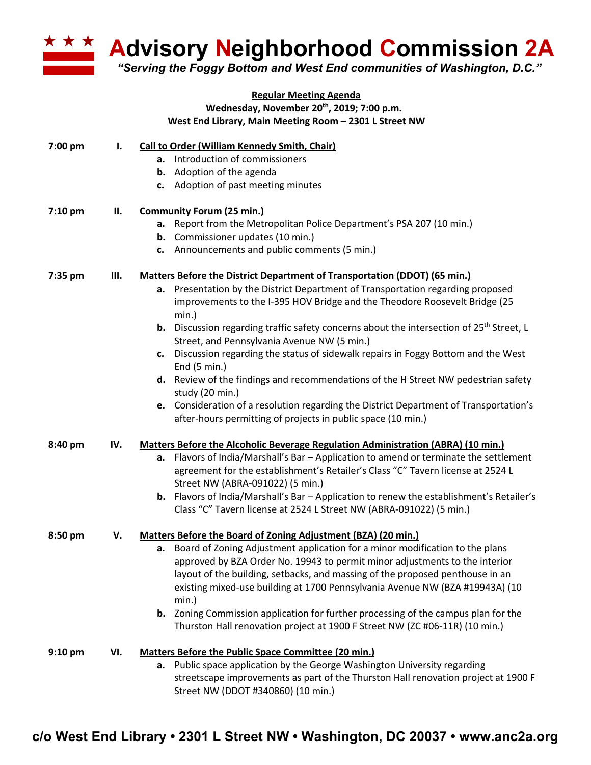# Advisory Neighborhood Commission 2A

*"Serving the Foggy Bottom and West End communities of Washington, D.C."*

**Regular Meeting Agenda**
**Wednesday, November 20th, 2019; 7:00 p.m.**
**West End Library, Main Meeting Room – 2301 L Street NW**

**7:00 pm — I. Call to Order (William Kennedy Smith, Chair)**

- **a.** Introduction of commissioners
- **b.** Adoption of the agenda
- **c.** Adoption of past meeting minutes

**7:10 pm — II. Community Forum (25 min.)**

- **a.** Report from the Metropolitan Police Department's PSA 207 (10 min.)
- **b.** Commissioner updates (10 min.)
- **c.** Announcements and public comments (5 min.)

**7:35 pm — III. Matters Before the District Department of Transportation (DDOT) (65 min.)**

- **a.** Presentation by the District Department of Transportation regarding proposed improvements to the I-395 HOV Bridge and the Theodore Roosevelt Bridge (25 min.)
- **b.** Discussion regarding traffic safety concerns about the intersection of 25th Street, L Street, and Pennsylvania Avenue NW (5 min.)
- **c.** Discussion regarding the status of sidewalk repairs in Foggy Bottom and the West End (5 min.)
- **d.** Review of the findings and recommendations of the H Street NW pedestrian safety study (20 min.)
- **e.** Consideration of a resolution regarding the District Department of Transportation's after-hours permitting of projects in public space (10 min.)

**8:40 pm — IV. Matters Before the Alcoholic Beverage Regulation Administration (ABRA) (10 min.)**

- **a.** Flavors of India/Marshall's Bar – Application to amend or terminate the settlement agreement for the establishment's Retailer's Class "C" Tavern license at 2524 L Street NW (ABRA-091022) (5 min.)
- **b.** Flavors of India/Marshall's Bar – Application to renew the establishment's Retailer's Class "C" Tavern license at 2524 L Street NW (ABRA-091022) (5 min.)

**8:50 pm — V. Matters Before the Board of Zoning Adjustment (BZA) (20 min.)**

- **a.** Board of Zoning Adjustment application for a minor modification to the plans approved by BZA Order No. 19943 to permit minor adjustments to the interior layout of the building, setbacks, and massing of the proposed penthouse in an existing mixed-use building at 1700 Pennsylvania Avenue NW (BZA #19943A) (10 min.)
- **b.** Zoning Commission application for further processing of the campus plan for the Thurston Hall renovation project at 1900 F Street NW (ZC #06-11R) (10 min.)

**9:10 pm — VI. Matters Before the Public Space Committee (20 min.)**

- **a.** Public space application by the George Washington University regarding streetscape improvements as part of the Thurston Hall renovation project at 1900 F Street NW (DDOT #340860) (10 min.)

**c/o West End Library • 2301 L Street NW • Washington, DC 20037 • www.anc2a.org**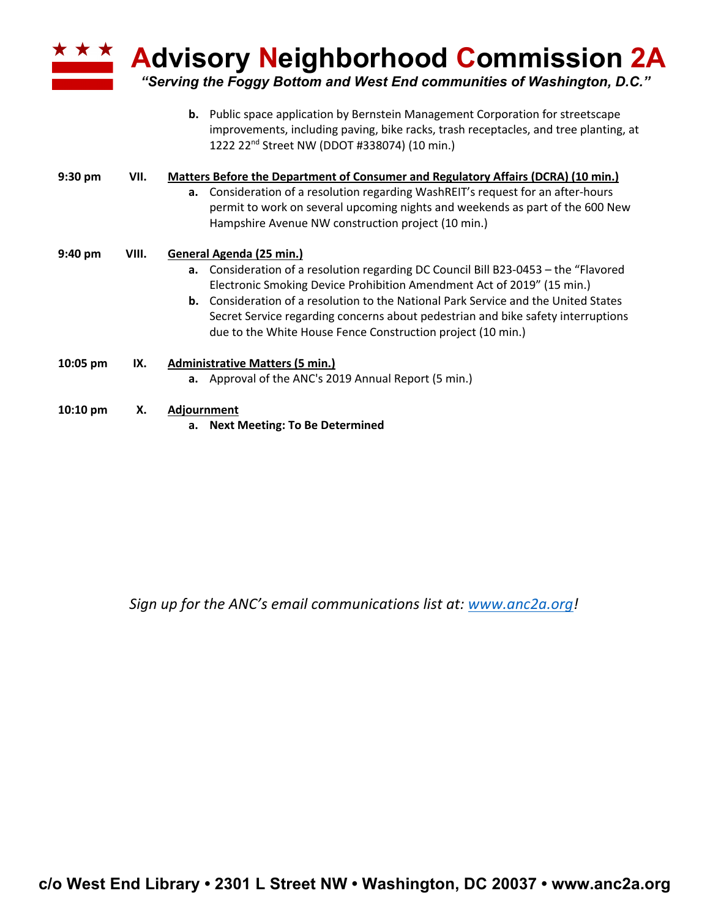# Advisory Neighborhood Commission 2A

*"Serving the Foggy Bottom and West End communities of Washington, D.C."*

- **b.** Public space application by Bernstein Management Corporation for streetscape improvements, including paving, bike racks, trash receptacles, and tree planting, at 1222 22nd Street NW (DDOT #338074) (10 min.)

**9:30 pm** **VII.** **Matters Before the Department of Consumer and Regulatory Affairs (DCRA) (10 min.)**

- **a.** Consideration of a resolution regarding WashREIT's request for an after-hours permit to work on several upcoming nights and weekends as part of the 600 New Hampshire Avenue NW construction project (10 min.)

**9:40 pm** **VIII.** **General Agenda (25 min.)**

- **a.** Consideration of a resolution regarding DC Council Bill B23-0453 – the "Flavored Electronic Smoking Device Prohibition Amendment Act of 2019" (15 min.)
- **b.** Consideration of a resolution to the National Park Service and the United States Secret Service regarding concerns about pedestrian and bike safety interruptions due to the White House Fence Construction project (10 min.)

**10:05 pm** **IX.** **Administrative Matters (5 min.)**

- **a.** Approval of the ANC's 2019 Annual Report (5 min.)

**10:10 pm** **X.** **Adjournment**

- **a.** **Next Meeting: To Be Determined**

*Sign up for the ANC's email communications list at: [www.anc2a.org](www.anc2a.org)!*

**c/o West End Library • 2301 L Street NW • Washington, DC 20037 • www.anc2a.org**